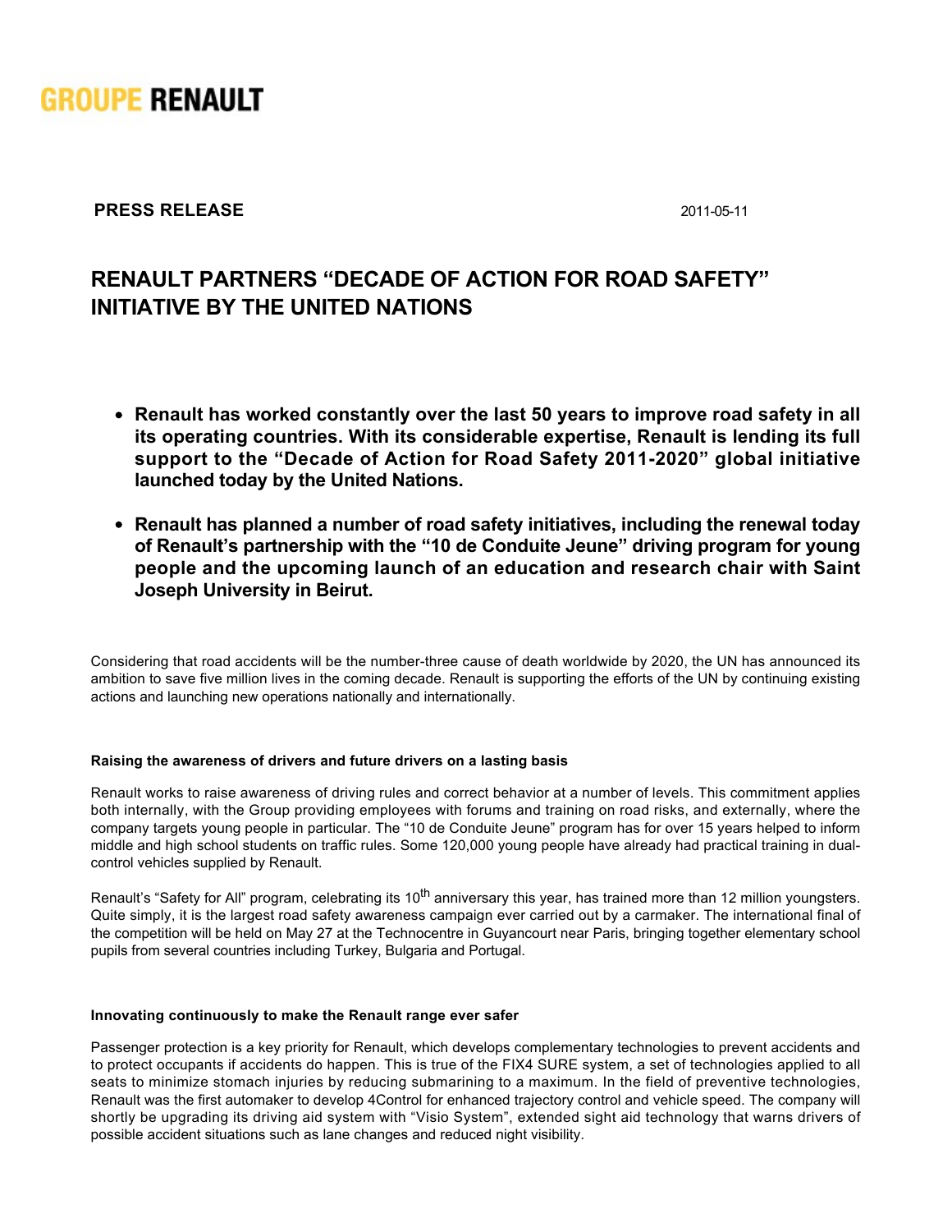GROUPE RENAULT

**PRESS RELEASE** 2011-05-11

# RENAULT PARTNERS "DECADE OF ACTION FOR ROAD SAFETY" INITIATIVE BY THE UNITED NATIONS

- **Renault has worked constantly over the last 50 years to improve road safety in all its operating countries. With its considerable expertise, Renault is lending its full support to the "Decade of Action for Road Safety 2011-2020" global initiative launched today by the United Nations.**
- **Renault has planned a number of road safety initiatives, including the renewal today of Renault's partnership with the "10 de Conduite Jeune" driving program for young people and the upcoming launch of an education and research chair with Saint Joseph University in Beirut.**

Considering that road accidents will be the number-three cause of death worldwide by 2020, the UN has announced its ambition to save five million lives in the coming decade. Renault is supporting the efforts of the UN by continuing existing actions and launching new operations nationally and internationally.

#### Raising the awareness of drivers and future drivers on a lasting basis

Renault works to raise awareness of driving rules and correct behavior at a number of levels. This commitment applies both internally, with the Group providing employees with forums and training on road risks, and externally, where the company targets young people in particular. The "10 de Conduite Jeune" program has for over 15 years helped to inform middle and high school students on traffic rules. Some 120,000 young people have already had practical training in dual-control vehicles supplied by Renault.

Renault's "Safety for All" program, celebrating its 10th anniversary this year, has trained more than 12 million youngsters. Quite simply, it is the largest road safety awareness campaign ever carried out by a carmaker. The international final of the competition will be held on May 27 at the Technocentre in Guyancourt near Paris, bringing together elementary school pupils from several countries including Turkey, Bulgaria and Portugal.

#### Innovating continuously to make the Renault range ever safer

Passenger protection is a key priority for Renault, which develops complementary technologies to prevent accidents and to protect occupants if accidents do happen. This is true of the FIX4 SURE system, a set of technologies applied to all seats to minimize stomach injuries by reducing submarining to a maximum. In the field of preventive technologies, Renault was the first automaker to develop 4Control for enhanced trajectory control and vehicle speed. The company will shortly be upgrading its driving aid system with "Visio System", extended sight aid technology that warns drivers of possible accident situations such as lane changes and reduced night visibility.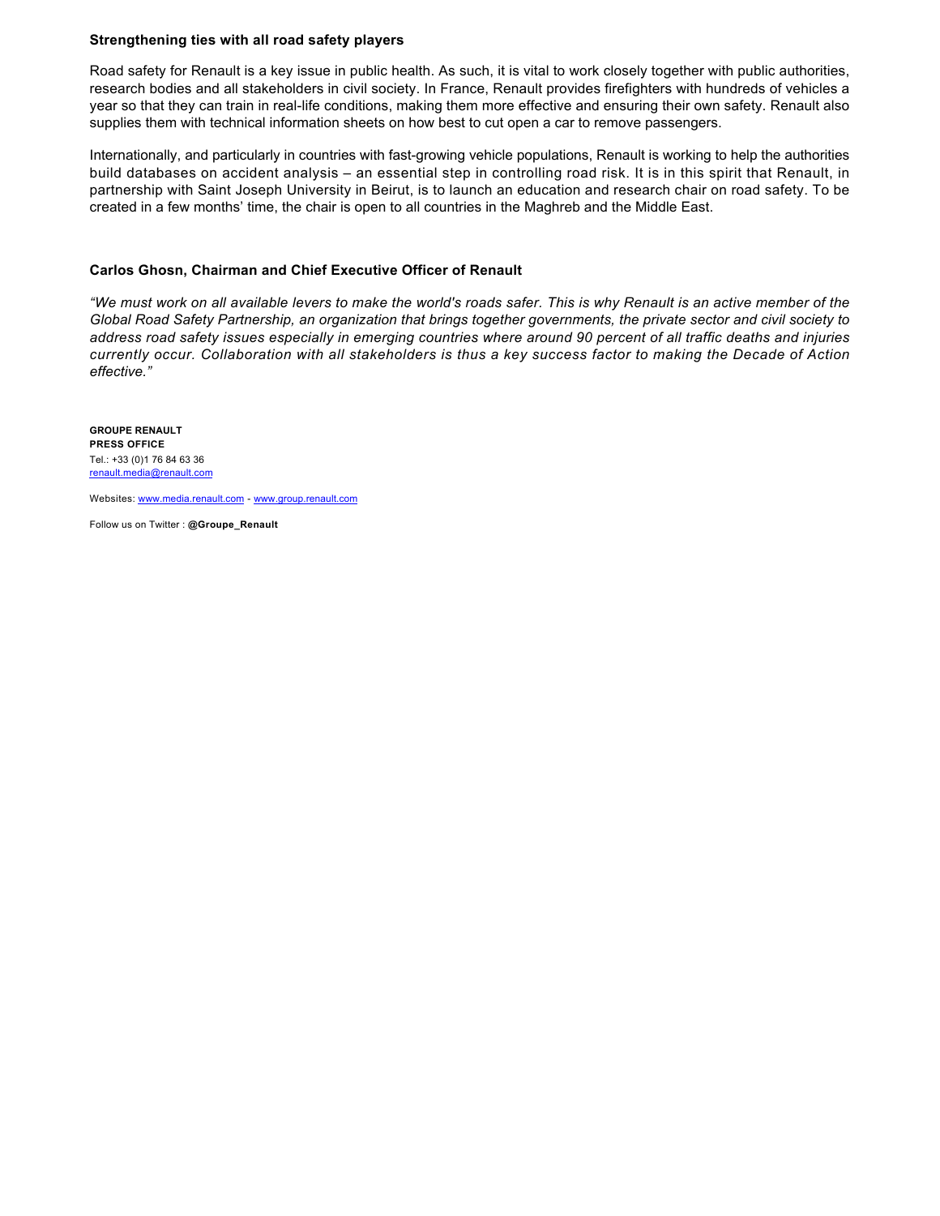### Strengthening ties with all road safety players

Road safety for Renault is a key issue in public health. As such, it is vital to work closely together with public authorities, research bodies and all stakeholders in civil society. In France, Renault provides firefighters with hundreds of vehicles a year so that they can train in real-life conditions, making them more effective and ensuring their own safety. Renault also supplies them with technical information sheets on how best to cut open a car to remove passengers.

Internationally, and particularly in countries with fast-growing vehicle populations, Renault is working to help the authorities build databases on accident analysis – an essential step in controlling road risk. It is in this spirit that Renault, in partnership with Saint Joseph University in Beirut, is to launch an education and research chair on road safety. To be created in a few months' time, the chair is open to all countries in the Maghreb and the Middle East.

### Carlos Ghosn, Chairman and Chief Executive Officer of Renault

*"We must work on all available levers to make the world's roads safer. This is why Renault is an active member of the Global Road Safety Partnership, an organization that brings together governments, the private sector and civil society to address road safety issues especially in emerging countries where around 90 percent of all traffic deaths and injuries currently occur. Collaboration with all stakeholders is thus a key success factor to making the Decade of Action effective."*

**GROUPE RENAULT**
**PRESS OFFICE**
Tel.: +33 (0)1 76 84 63 36
renault.media@renault.com

Websites: www.media.renault.com - www.group.renault.com

Follow us on Twitter : **@Groupe_Renault**